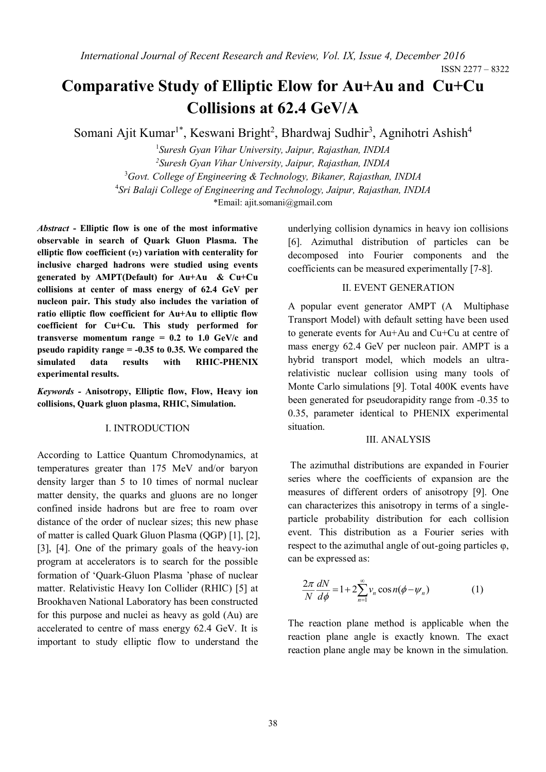# Comparative Study of Elliptic Elow for Au+Au and Cu+Cu Collisions at 62.4 GeV/A

Somani Ajit Kumar[1*], Keswani Bright[2], Bhardwaj Sudhir[3], Agnihotri Ashish[4]

[1]*Suresh Gyan Vihar University, Jaipur, Rajasthan, INDIA*
[2]*Suresh Gyan Vihar University, Jaipur, Rajasthan, INDIA*
[3]*Govt. College of Engineering & Technology, Bikaner, Rajasthan, INDIA*
[4]*Sri Balaji College of Engineering and Technology, Jaipur, Rajasthan, INDIA*
*Email: ajit.somani@gmail.com

***Abstract*** **- Elliptic flow is one of the most informative observable in search of Quark Gluon Plasma. The elliptic flow coefficient ($v_2$) variation with centerality for inclusive charged hadrons were studied using events generated by AMPT(Default) for Au+Au & Cu+Cu collisions at center of mass energy of 62.4 GeV per nucleon pair. This study also includes the variation of ratio elliptic flow coefficient for Au+Au to elliptic flow coefficient for Cu+Cu. This study performed for transverse momentum range = 0.2 to 1.0 GeV/c and pseudo rapidity range = -0.35 to 0.35. We compared the simulated data results with RHIC-PHENIX experimental results.**

***Keywords*** **- Anisotropy, Elliptic flow, Flow, Heavy ion collisions, Quark gluon plasma, RHIC, Simulation.**

## I. INTRODUCTION

According to Lattice Quantum Chromodynamics, at temperatures greater than 175 MeV and/or baryon density larger than 5 to 10 times of normal nuclear matter density, the quarks and gluons are no longer confined inside hadrons but are free to roam over distance of the order of nuclear sizes; this new phase of matter is called Quark Gluon Plasma (QGP) [1], [2], [3], [4]. One of the primary goals of the heavy-ion program at accelerators is to search for the possible formation of 'Quark-Gluon Plasma 'phase of nuclear matter. Relativistic Heavy Ion Collider (RHIC) [5] at Brookhaven National Laboratory has been constructed for this purpose and nuclei as heavy as gold (Au) are accelerated to centre of mass energy 62.4 GeV. It is important to study elliptic flow to understand the underlying collision dynamics in heavy ion collisions [6]. Azimuthal distribution of particles can be decomposed into Fourier components and the coefficients can be measured experimentally [7-8].

## II. EVENT GENERATION

A popular event generator AMPT (A Multiphase Transport Model) with default setting have been used to generate events for Au+Au and Cu+Cu at centre of mass energy 62.4 GeV per nucleon pair. AMPT is a hybrid transport model, which models an ultra-relativistic nuclear collision using many tools of Monte Carlo simulations [9]. Total 400K events have been generated for pseudorapidity range from -0.35 to 0.35, parameter identical to PHENIX experimental situation.

## III. ANALYSIS

The azimuthal distributions are expanded in Fourier series where the coefficients of expansion are the measures of different orders of anisotropy [9]. One can characterizes this anisotropy in terms of a single-particle probability distribution for each collision event. This distribution as a Fourier series with respect to the azimuthal angle of out-going particles φ, can be expressed as:

$$\frac{2\pi}{N}\frac{dN}{d\phi} = 1 + 2\sum_{n=1}^{\infty} v_n \cos n(\phi - \psi_n) \qquad (1)$$

The reaction plane method is applicable when the reaction plane angle is exactly known. The exact reaction plane angle may be known in the simulation.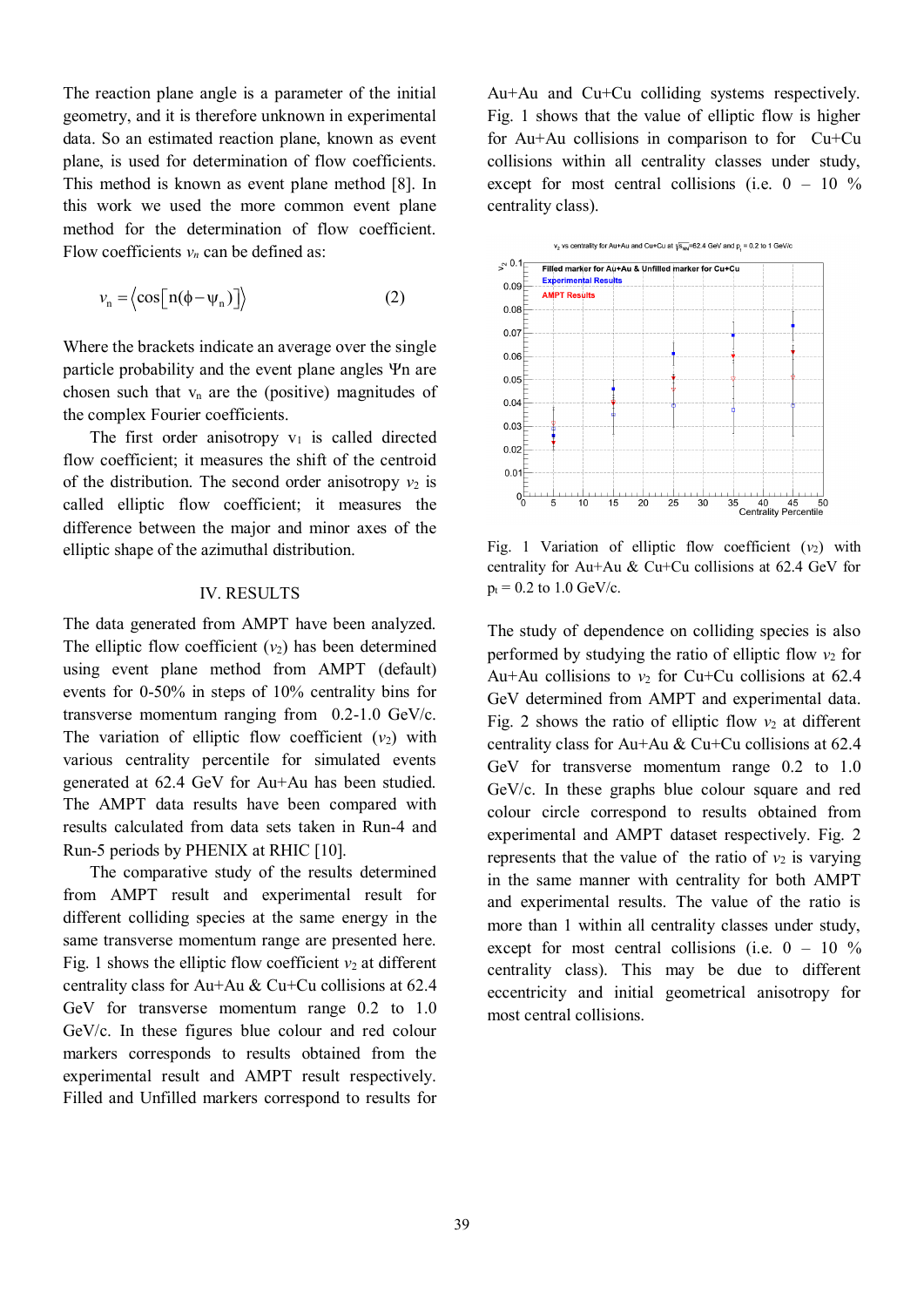The reaction plane angle is a parameter of the initial geometry, and it is therefore unknown in experimental data. So an estimated reaction plane, known as event plane, is used for determination of flow coefficients. This method is known as event plane method [8]. In this work we used the more common event plane method for the determination of flow coefficient. Flow coefficients $v_n$ can be defined as:

$$v_n = \langle \cos[n(\phi - \psi_n)] \rangle \quad (2)$$

Where the brackets indicate an average over the single particle probability and the event plane angles $\Psi n$ are chosen such that $v_n$ are the (positive) magnitudes of the complex Fourier coefficients.

The first order anisotropy $v_1$ is called directed flow coefficient; it measures the shift of the centroid of the distribution. The second order anisotropy $v_2$ is called elliptic flow coefficient; it measures the difference between the major and minor axes of the elliptic shape of the azimuthal distribution.

## IV. RESULTS

The data generated from AMPT have been analyzed. The elliptic flow coefficient ($v_2$) has been determined using event plane method from AMPT (default) events for 0-50% in steps of 10% centrality bins for transverse momentum ranging from 0.2-1.0 GeV/c. The variation of elliptic flow coefficient ($v_2$) with various centrality percentile for simulated events generated at 62.4 GeV for Au+Au has been studied. The AMPT data results have been compared with results calculated from data sets taken in Run-4 and Run-5 periods by PHENIX at RHIC [10].

The comparative study of the results determined from AMPT result and experimental result for different colliding species at the same energy in the same transverse momentum range are presented here. Fig. 1 shows the elliptic flow coefficient $v_2$ at different centrality class for Au+Au & Cu+Cu collisions at 62.4 GeV for transverse momentum range 0.2 to 1.0 GeV/c. In these figures blue colour and red colour markers corresponds to results obtained from the experimental result and AMPT result respectively. Filled and Unfilled markers correspond to results for Au+Au and Cu+Cu colliding systems respectively. Fig. 1 shows that the value of elliptic flow is higher for Au+Au collisions in comparison to for Cu+Cu collisions within all centrality classes under study, except for most central collisions (i.e. 0 – 10 % centrality class).

Fig. 1 Variation of elliptic flow coefficient ($v_2$) with centrality for Au+Au & Cu+Cu collisions at 62.4 GeV for $p_t$ = 0.2 to 1.0 GeV/c.

The study of dependence on colliding species is also performed by studying the ratio of elliptic flow $v_2$ for Au+Au collisions to $v_2$ for Cu+Cu collisions at 62.4 GeV determined from AMPT and experimental data. Fig. 2 shows the ratio of elliptic flow $v_2$ at different centrality class for Au+Au & Cu+Cu collisions at 62.4 GeV for transverse momentum range 0.2 to 1.0 GeV/c. In these graphs blue colour square and red colour circle correspond to results obtained from experimental and AMPT dataset respectively. Fig. 2 represents that the value of the ratio of $v_2$ is varying in the same manner with centrality for both AMPT and experimental results. The value of the ratio is more than 1 within all centrality classes under study, except for most central collisions (i.e. 0 – 10 % centrality class). This may be due to different eccentricity and initial geometrical anisotropy for most central collisions.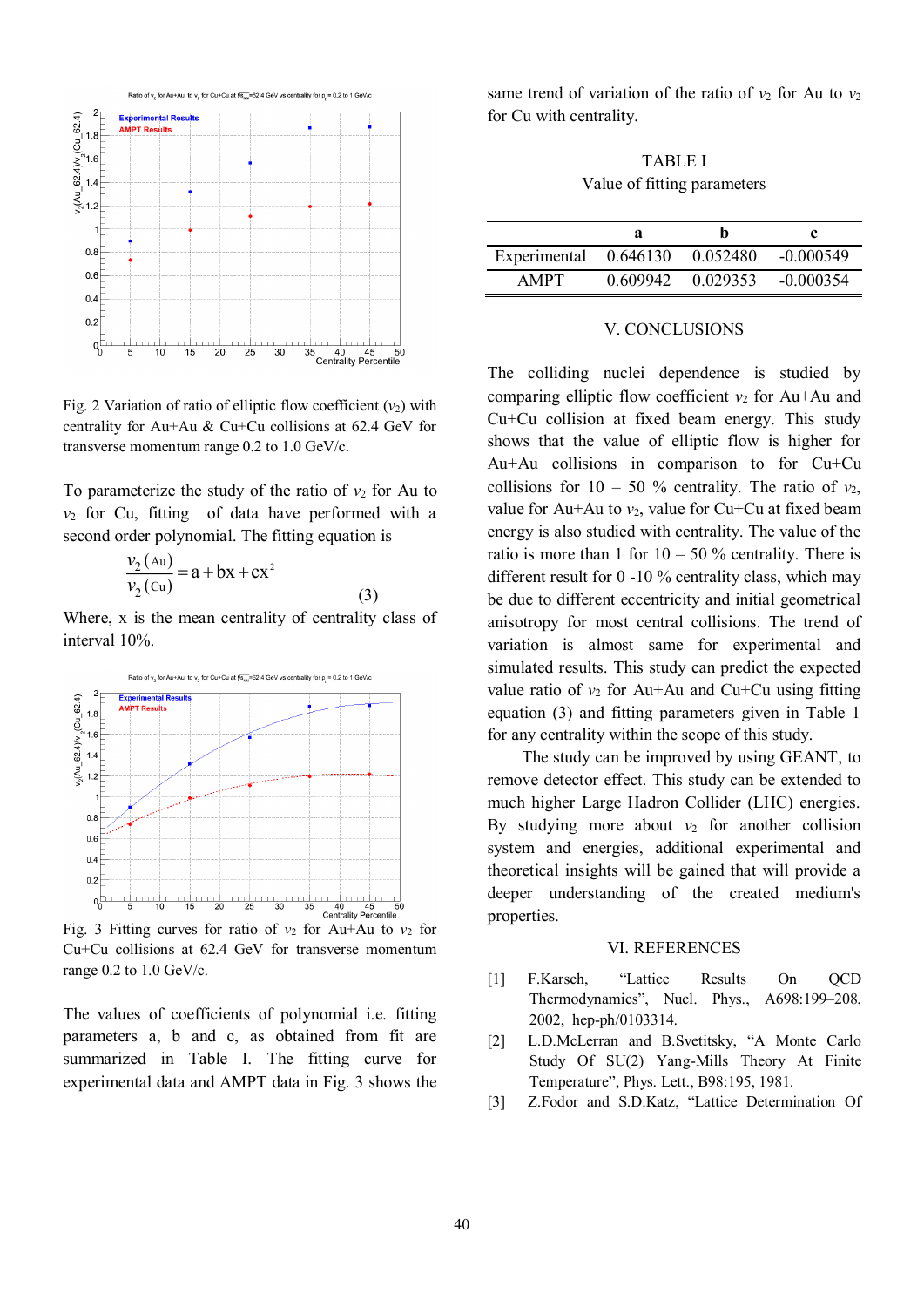Fig. 2 Variation of ratio of elliptic flow coefficient ($v_2$) with centrality for Au+Au & Cu+Cu collisions at 62.4 GeV for transverse momentum range 0.2 to 1.0 GeV/c.

To parameterize the study of the ratio of $v_2$ for Au to $v_2$ for Cu, fitting of data have performed with a second order polynomial. The fitting equation is

$$\frac{v_2\,(\mathrm{Au})}{v_2\,(\mathrm{Cu})} = a + bx + cx^2 \tag{3}$$

Where, x is the mean centrality of centrality class of interval 10%.

Fig. 3 Fitting curves for ratio of $v_2$ for Au+Au to $v_2$ for Cu+Cu collisions at 62.4 GeV for transverse momentum range 0.2 to 1.0 GeV/c.

The values of coefficients of polynomial i.e. fitting parameters a, b and c, as obtained from fit are summarized in Table I. The fitting curve for experimental data and AMPT data in Fig. 3 shows the same trend of variation of the ratio of $v_2$ for Au to $v_2$ for Cu with centrality.

TABLE I
Value of fitting parameters

| | a | b | c |
|---|---|---|---|
| Experimental | 0.646130 | 0.052480 | -0.000549 |
| AMPT | 0.609942 | 0.029353 | -0.000354 |

## V. CONCLUSIONS

The colliding nuclei dependence is studied by comparing elliptic flow coefficient $v_2$ for Au+Au and Cu+Cu collision at fixed beam energy. This study shows that the value of elliptic flow is higher for Au+Au collisions in comparison to for Cu+Cu collisions for 10 – 50 % centrality. The ratio of $v_2$, value for Au+Au to $v_2$, value for Cu+Cu at fixed beam energy is also studied with centrality. The value of the ratio is more than 1 for 10 – 50 % centrality. There is different result for 0 -10 % centrality class, which may be due to different eccentricity and initial geometrical anisotropy for most central collisions. The trend of variation is almost same for experimental and simulated results. This study can predict the expected value ratio of $v_2$ for Au+Au and Cu+Cu using fitting equation (3) and fitting parameters given in Table 1 for any centrality within the scope of this study.

The study can be improved by using GEANT, to remove detector effect. This study can be extended to much higher Large Hadron Collider (LHC) energies. By studying more about $v_2$ for another collision system and energies, additional experimental and theoretical insights will be gained that will provide a deeper understanding of the created medium's properties.

## VI. REFERENCES

[1] F.Karsch, "Lattice Results On QCD Thermodynamics", Nucl. Phys., A698:199–208, 2002, hep-ph/0103314.

[2] L.D.McLerran and B.Svetitsky, "A Monte Carlo Study Of SU(2) Yang-Mills Theory At Finite Temperature", Phys. Lett., B98:195, 1981.

[3] Z.Fodor and S.D.Katz, "Lattice Determination Of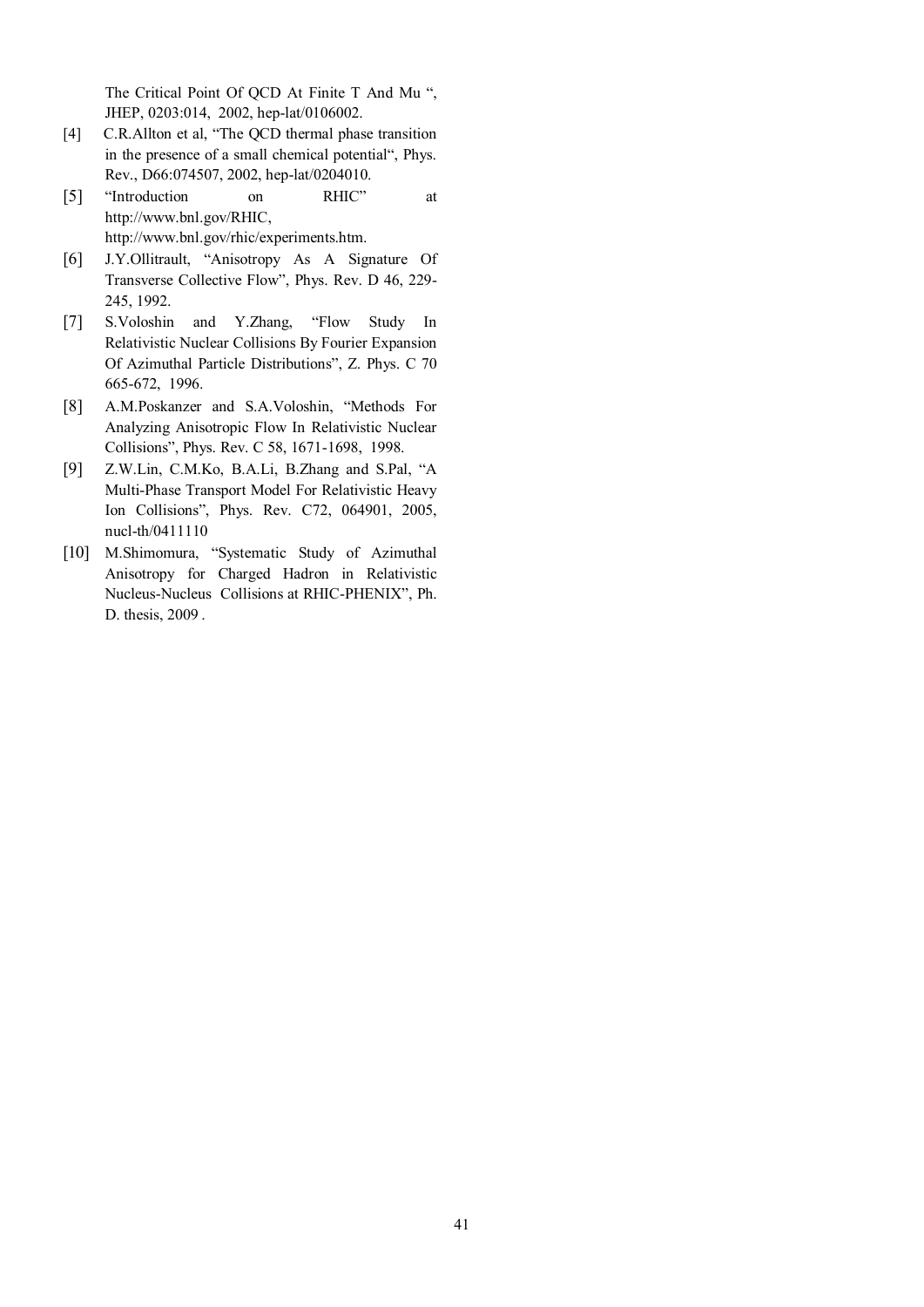The Critical Point Of QCD At Finite T And Mu ", JHEP, 0203:014, 2002, hep-lat/0106002.

[4] C.R.Allton et al, "The QCD thermal phase transition in the presence of a small chemical potential", Phys. Rev., D66:074507, 2002, hep-lat/0204010.

[5] "Introduction on RHIC" at http://www.bnl.gov/RHIC, http://www.bnl.gov/rhic/experiments.htm.

[6] J.Y.Ollitrault, "Anisotropy As A Signature Of Transverse Collective Flow", Phys. Rev. D 46, 229-245, 1992.

[7] S.Voloshin and Y.Zhang, "Flow Study In Relativistic Nuclear Collisions By Fourier Expansion Of Azimuthal Particle Distributions", Z. Phys. C 70 665-672, 1996.

[8] A.M.Poskanzer and S.A.Voloshin, "Methods For Analyzing Anisotropic Flow In Relativistic Nuclear Collisions", Phys. Rev. C 58, 1671-1698, 1998.

[9] Z.W.Lin, C.M.Ko, B.A.Li, B.Zhang and S.Pal, "A Multi-Phase Transport Model For Relativistic Heavy Ion Collisions", Phys. Rev. C72, 064901, 2005, nucl-th/0411110

[10] M.Shimomura, "Systematic Study of Azimuthal Anisotropy for Charged Hadron in Relativistic Nucleus-Nucleus Collisions at RHIC-PHENIX", Ph. D. thesis, 2009 .